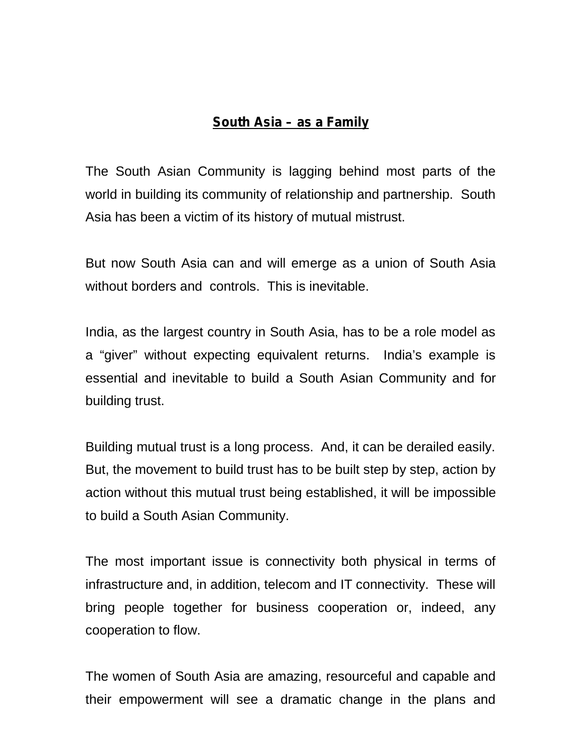# **South Asia – as a Family**

The South Asian Community is lagging behind most parts of the world in building its community of relationship and partnership. South Asia has been a victim of its history of mutual mistrust.

But now South Asia can and will emerge as a union of South Asia without borders and controls. This is inevitable.

India, as the largest country in South Asia, has to be a role model as a "giver" without expecting equivalent returns. India's example is essential and inevitable to build a South Asian Community and for building trust.

Building mutual trust is a long process. And, it can be derailed easily. But, the movement to build trust has to be built step by step, action by action without this mutual trust being established, it will be impossible to build a South Asian Community.

The most important issue is connectivity both physical in terms of infrastructure and, in addition, telecom and IT connectivity. These will bring people together for business cooperation or, indeed, any cooperation to flow.

The women of South Asia are amazing, resourceful and capable and their empowerment will see a dramatic change in the plans and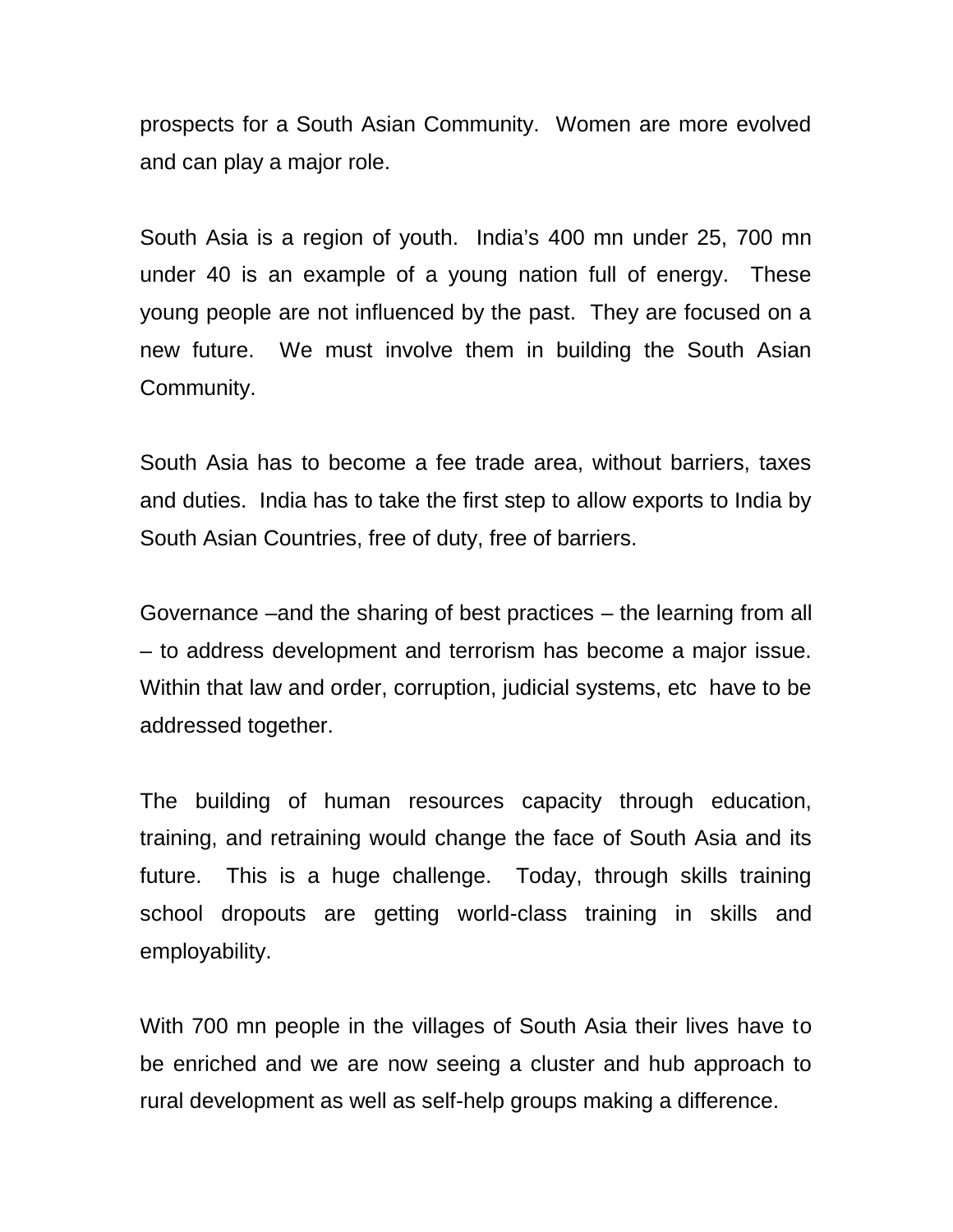prospects for a South Asian Community. Women are more evolved and can play a major role.

South Asia is a region of youth. India's 400 mn under 25, 700 mn under 40 is an example of a young nation full of energy. These young people are not influenced by the past. They are focused on a new future. We must involve them in building the South Asian Community.

South Asia has to become a fee trade area, without barriers, taxes and duties. India has to take the first step to allow exports to India by South Asian Countries, free of duty, free of barriers.

Governance –and the sharing of best practices – the learning from all – to address development and terrorism has become a major issue. Within that law and order, corruption, judicial systems, etc have to be addressed together.

The building of human resources capacity through education, training, and retraining would change the face of South Asia and its future. This is a huge challenge. Today, through skills training school dropouts are getting world-class training in skills and employability.

With 700 mn people in the villages of South Asia their lives have to be enriched and we are now seeing a cluster and hub approach to rural development as well as self-help groups making a difference.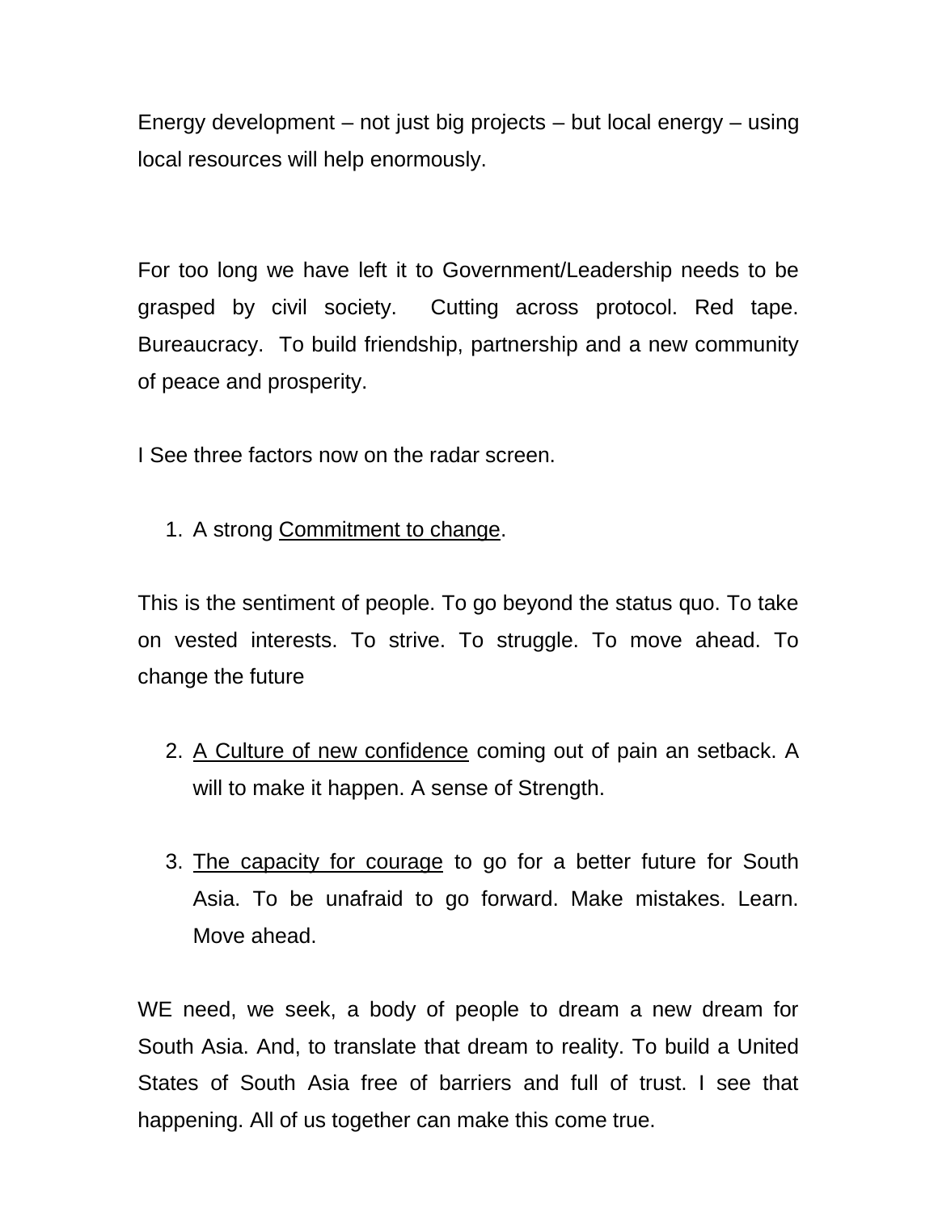Energy development – not just big projects – but local energy – using local resources will help enormously.

For too long we have left it to Government/Leadership needs to be grasped by civil society. Cutting across protocol. Red tape. Bureaucracy. To build friendship, partnership and a new community of peace and prosperity.

I See three factors now on the radar screen.

1. A strong <u>Commitment to change</u>.

This is the sentiment of people. To go beyond the status quo. To take on vested interests. To strive. To struggle. To move ahead. To change the future

2. <u>A Culture of new confidence</u> coming out of pain an setback. A will to make it happen. A sense of Strength.

3. <u>The capacity for courage</u> to go for a better future for South Asia. To be unafraid to go forward. Make mistakes. Learn. Move ahead.

WE need, we seek, a body of people to dream a new dream for South Asia. And, to translate that dream to reality. To build a United States of South Asia free of barriers and full of trust. I see that happening. All of us together can make this come true.